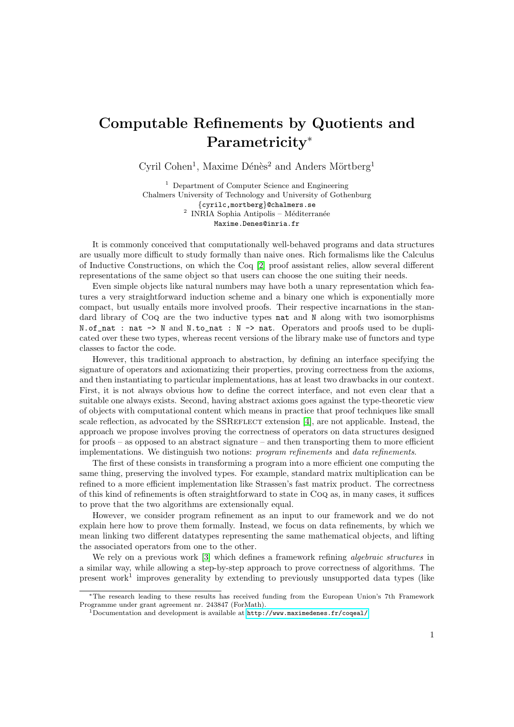# Computable Refinements by Quotients and Parametricity*

Cyril Cohen[1], Maxime Dénès[2] and Anders Mörtberg[1]

[1] Department of Computer Science and Engineering
Chalmers University of Technology and University of Gothenburg
`{cyrilc,mortberg}@chalmers.se`

[2] INRIA Sophia Antipolis – Méditerranée
`Maxime.Denes@inria.fr`

It is commonly conceived that computationally well-behaved programs and data structures are usually more difficult to study formally than naive ones. Rich formalisms like the Calculus of Inductive Constructions, on which the Coq [2] proof assistant relies, allow several different representations of the same object so that users can choose the one suiting their needs.

Even simple objects like natural numbers may have both a unary representation which features a very straightforward induction scheme and a binary one which is exponentially more compact, but usually entails more involved proofs. Their respective incarnations in the standard library of Coq are the two inductive types `nat` and `N` along with two isomorphisms `N.of_nat : nat -> N` and `N.to_nat : N -> nat`. Operators and proofs used to be duplicated over these two types, whereas recent versions of the library make use of functors and type classes to factor the code.

However, this traditional approach to abstraction, by defining an interface specifying the signature of operators and axiomatizing their properties, proving correctness from the axioms, and then instantiating to particular implementations, has at least two drawbacks in our context. First, it is not always obvious how to define the correct interface, and not even clear that a suitable one always exists. Second, having abstract axioms goes against the type-theoretic view of objects with computational content which means in practice that proof techniques like small scale reflection, as advocated by the SSReflect extension [4], are not applicable. Instead, the approach we propose involves proving the correctness of operators on data structures designed for proofs – as opposed to an abstract signature – and then transporting them to more efficient implementations. We distinguish two notions: *program refinements* and *data refinements*.

The first of these consists in transforming a program into a more efficient one computing the same thing, preserving the involved types. For example, standard matrix multiplication can be refined to a more efficient implementation like Strassen's fast matrix product. The correctness of this kind of refinements is often straightforward to state in Coq as, in many cases, it suffices to prove that the two algorithms are extensionally equal.

However, we consider program refinement as an input to our framework and we do not explain here how to prove them formally. Instead, we focus on data refinements, by which we mean linking two different datatypes representing the same mathematical objects, and lifting the associated operators from one to the other.

We rely on a previous work [3] which defines a framework refining *algebraic structures* in a similar way, while allowing a step-by-step approach to prove correctness of algorithms. The present work[1] improves generality by extending to previously unsupported data types (like

*The research leading to these results has received funding from the European Union's 7th Framework Programme under grant agreement nr. 243847 (ForMath).

[1]Documentation and development is available at http://www.maximedenes.fr/coqeal/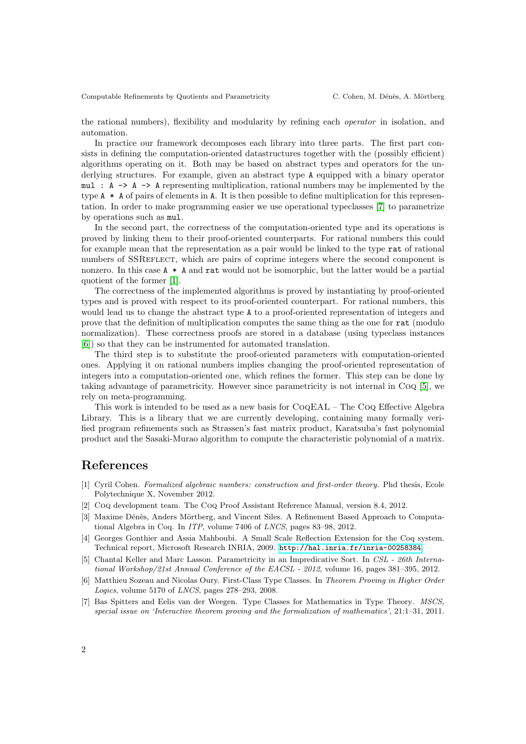the rational numbers), flexibility and modularity by refining each *operator* in isolation, and automation.

In practice our framework decomposes each library into three parts. The first part consists in defining the computation-oriented datastructures together with the (possibly efficient) algorithms operating on it. Both may be based on abstract types and operators for the underlying structures. For example, given an abstract type `A` equipped with a binary operator `mul : A -> A -> A` representing multiplication, rational numbers may be implemented by the type `A * A` of pairs of elements in `A`. It is then possible to define multiplication for this representation. In order to make programming easier we use operational typeclasses [7] to parametrize by operations such as `mul`.

In the second part, the correctness of the computation-oriented type and its operations is proved by linking them to their proof-oriented counterparts. For rational numbers this could for example mean that the representation as a pair would be linked to the type `rat` of rational numbers of SSReflect, which are pairs of coprime integers where the second component is nonzero. In this case `A * A` and `rat` would not be isomorphic, but the latter would be a partial quotient of the former [1].

The correctness of the implemented algorithms is proved by instantiating by proof-oriented types and is proved with respect to its proof-oriented counterpart. For rational numbers, this would lead us to change the abstract type `A` to a proof-oriented representation of integers and prove that the definition of multiplication computes the same thing as the one for `rat` (modulo normalization). These correctness proofs are stored in a database (using typeclass instances [6]) so that they can be instrumented for automated translation.

The third step is to substitute the proof-oriented parameters with computation-oriented ones. Applying it on rational numbers implies changing the proof-oriented representation of integers into a computation-oriented one, which refines the former. This step can be done by taking advantage of parametricity. However since parametricity is not internal in Coq [5], we rely on meta-programming.

This work is intended to be used as a new basis for CoqEAL – The Coq Effective Algebra Library. This is a library that we are currently developing, containing many formally verified program refinements such as Strassen's fast matrix product, Karatsuba's fast polynomial product and the Sasaki-Murao algorithm to compute the characteristic polynomial of a matrix.

# References

[1] Cyril Cohen. *Formalized algebraic numbers: construction and first-order theory.* Phd thesis, Ecole Polytechnique X, November 2012.

[2] Coq development team. The Coq Proof Assistant Reference Manual, version 8.4, 2012.

[3] Maxime Dénès, Anders Mörtberg, and Vincent Siles. A Refinement Based Approach to Computational Algebra in Coq. In *ITP*, volume 7406 of *LNCS*, pages 83–98, 2012.

[4] Georges Gonthier and Assia Mahboubi. A Small Scale Reflection Extension for the Coq system. Technical report, Microsoft Research INRIA, 2009. http://hal.inria.fr/inria-00258384.

[5] Chantal Keller and Marc Lasson. Parametricity in an Impredicative Sort. In *CSL - 26th International Workshop/21st Annual Conference of the EACSL - 2012*, volume 16, pages 381–395, 2012.

[6] Matthieu Sozeau and Nicolas Oury. First-Class Type Classes. In *Theorem Proving in Higher Order Logics*, volume 5170 of *LNCS*, pages 278–293, 2008.

[7] Bas Spitters and Eelis van der Weegen. Type Classes for Mathematics in Type Theory. *MSCS, special issue on 'Interactive theorem proving and the formalization of mathematics'*, 21:1–31, 2011.